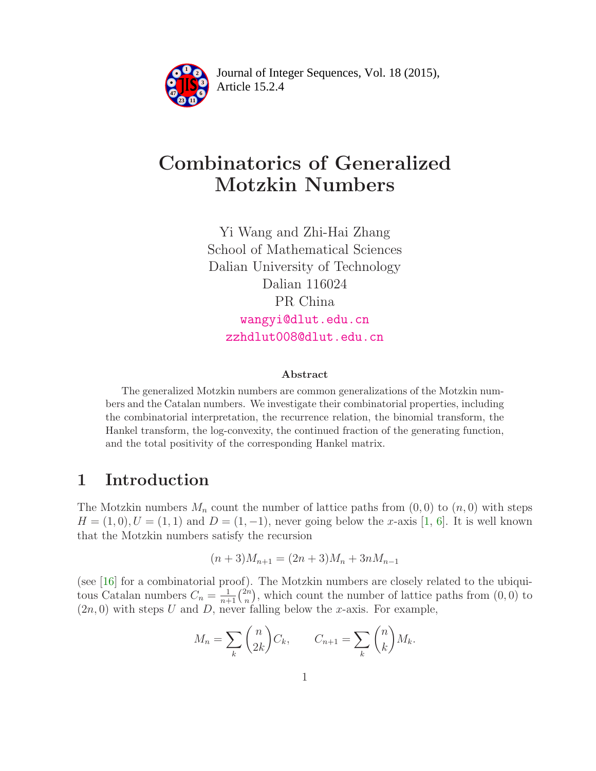# Combinatorics of Generalized Motzkin Numbers

Yi Wang and Zhi-Hai Zhang
School of Mathematical Sciences
Dalian University of Technology
Dalian 116024
PR China
wangyi@dlut.edu.cn
zzhdlut008@dlut.edu.cn

### Abstract

The generalized Motzkin numbers are common generalizations of the Motzkin numbers and the Catalan numbers. We investigate their combinatorial properties, including the combinatorial interpretation, the recurrence relation, the binomial transform, the Hankel transform, the log-convexity, the continued fraction of the generating function, and the total positivity of the corresponding Hankel matrix.

## 1 Introduction

The Motzkin numbers $M_n$ count the number of lattice paths from $(0, 0)$ to $(n, 0)$ with steps $H = (1, 0), U = (1, 1)$ and $D = (1, -1)$, never going below the $x$-axis [1, 6]. It is well known that the Motzkin numbers satisfy the recursion

$$(n + 3)M_{n+1} = (2n + 3)M_n + 3nM_{n-1}$$

(see [16] for a combinatorial proof). The Motzkin numbers are closely related to the ubiquitous Catalan numbers $C_n = \frac{1}{n+1}\binom{2n}{n}$, which count the number of lattice paths from $(0, 0)$ to $(2n, 0)$ with steps $U$ and $D$, never falling below the $x$-axis. For example,

$$M_n = \sum_k \binom{n}{2k} C_k, \qquad C_{n+1} = \sum_k \binom{n}{k} M_k.$$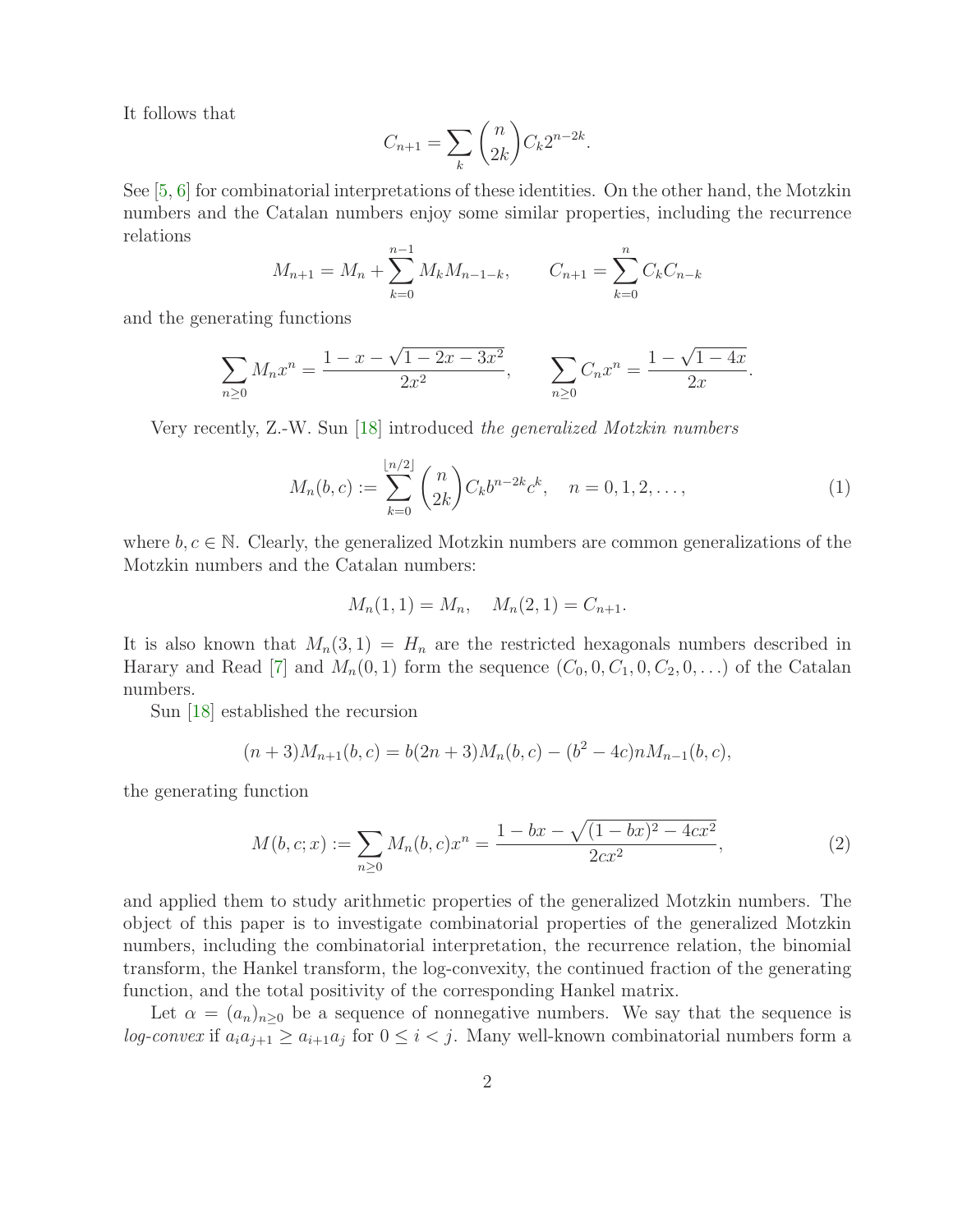It follows that

$$C_{n+1} = \sum_k \binom{n}{2k} C_k 2^{n-2k}.$$

See [5, 6] for combinatorial interpretations of these identities. On the other hand, the Motzkin numbers and the Catalan numbers enjoy some similar properties, including the recurrence relations

$$M_{n+1} = M_n + \sum_{k=0}^{n-1} M_k M_{n-1-k}, \qquad C_{n+1} = \sum_{k=0}^{n} C_k C_{n-k}$$

and the generating functions

$$\sum_{n\geq 0} M_n x^n = \frac{1 - x - \sqrt{1 - 2x - 3x^2}}{2x^2}, \qquad \sum_{n\geq 0} C_n x^n = \frac{1 - \sqrt{1 - 4x}}{2x}.$$

Very recently, Z.-W. Sun [18] introduced *the generalized Motzkin numbers*

$$M_n(b,c) := \sum_{k=0}^{\lfloor n/2 \rfloor} \binom{n}{2k} C_k b^{n-2k} c^k, \quad n = 0, 1, 2, \ldots, \tag{1}$$

where $b, c \in \mathbb{N}$. Clearly, the generalized Motzkin numbers are common generalizations of the Motzkin numbers and the Catalan numbers:

$$M_n(1,1) = M_n, \quad M_n(2,1) = C_{n+1}.$$

It is also known that $M_n(3,1) = H_n$ are the restricted hexagonals numbers described in Harary and Read [7] and $M_n(0,1)$ form the sequence $(C_0, 0, C_1, 0, C_2, 0, \ldots)$ of the Catalan numbers.

Sun [18] established the recursion

$$(n+3)M_{n+1}(b,c) = b(2n+3)M_n(b,c) - (b^2 - 4c)nM_{n-1}(b,c),$$

the generating function

$$M(b,c;x) := \sum_{n\geq 0} M_n(b,c)x^n = \frac{1 - bx - \sqrt{(1-bx)^2 - 4cx^2}}{2cx^2}, \tag{2}$$

and applied them to study arithmetic properties of the generalized Motzkin numbers. The object of this paper is to investigate combinatorial properties of the generalized Motzkin numbers, including the combinatorial interpretation, the recurrence relation, the binomial transform, the Hankel transform, the log-convexity, the continued fraction of the generating function, and the total positivity of the corresponding Hankel matrix.

Let $\alpha = (a_n)_{n\geq 0}$ be a sequence of nonnegative numbers. We say that the sequence is *log-convex* if $a_i a_{j+1} \geq a_{i+1} a_j$ for $0 \leq i < j$. Many well-known combinatorial numbers form a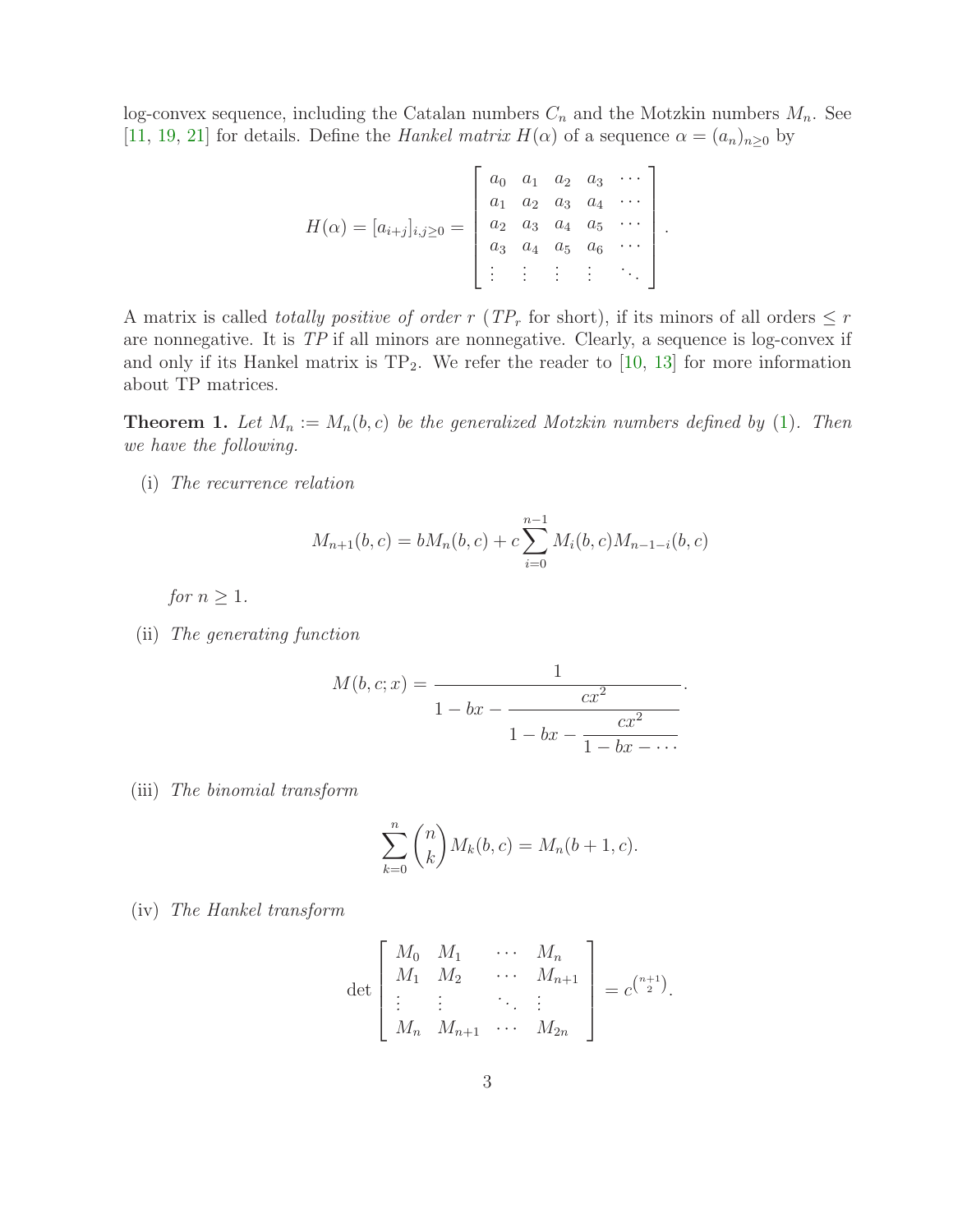log-convex sequence, including the Catalan numbers $C_n$ and the Motzkin numbers $M_n$. See [11, 19, 21] for details. Define the *Hankel matrix* $H(\alpha)$ of a sequence $\alpha = (a_n)_{n\geq 0}$ by

$$H(\alpha) = [a_{i+j}]_{i,j\geq 0} = \left[\begin{array}{ccccc} a_0 & a_1 & a_2 & a_3 & \cdots \\ a_1 & a_2 & a_3 & a_4 & \cdots \\ a_2 & a_3 & a_4 & a_5 & \cdots \\ a_3 & a_4 & a_5 & a_6 & \cdots \\ \vdots & \vdots & \vdots & \vdots & \ddots \end{array}\right].$$

A matrix is called *totally positive of order* $r$ (*TP*$_r$ for short), if its minors of all orders $\leq r$ are nonnegative. It is *TP* if all minors are nonnegative. Clearly, a sequence is log-convex if and only if its Hankel matrix is TP$_2$. We refer the reader to [10, 13] for more information about TP matrices.

**Theorem 1.** *Let $M_n := M_n(b,c)$ be the generalized Motzkin numbers defined by (1). Then we have the following.*

(i) *The recurrence relation*

$$M_{n+1}(b,c) = bM_n(b,c) + c\sum_{i=0}^{n-1} M_i(b,c)M_{n-1-i}(b,c)$$

*for $n \geq 1$.*

(ii) *The generating function*

$$M(b,c;x) = \cfrac{1}{1 - bx - \cfrac{cx^2}{1 - bx - \cfrac{cx^2}{1 - bx - \cdots}}}.$$

(iii) *The binomial transform*

$$\sum_{k=0}^{n} \binom{n}{k} M_k(b,c) = M_n(b+1,c).$$

(iv) *The Hankel transform*

$$\det \left[\begin{array}{cccc} M_0 & M_1 & \cdots & M_n \\ M_1 & M_2 & \cdots & M_{n+1} \\ \vdots & \vdots & \ddots & \vdots \\ M_n & M_{n+1} & \cdots & M_{2n} \end{array}\right] = c^{\binom{n+1}{2}}.$$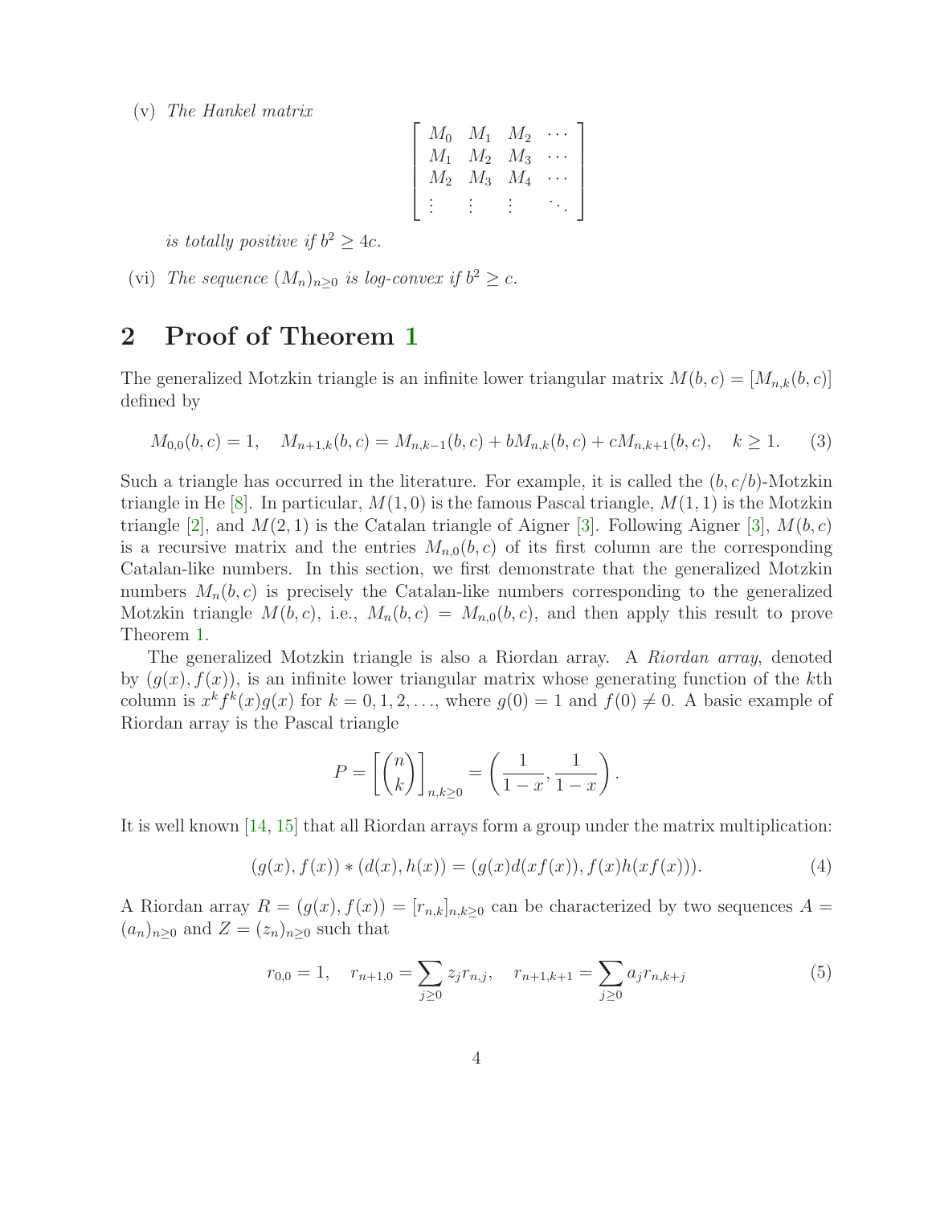(v) *The Hankel matrix*

$$\begin{bmatrix} M_0 & M_1 & M_2 & \cdots \\ M_1 & M_2 & M_3 & \cdots \\ M_2 & M_3 & M_4 & \cdots \\ \vdots & \vdots & \vdots & \ddots \end{bmatrix}$$

*is totally positive if* $b^2 \geq 4c$.

(vi) *The sequence* $(M_n)_{n\geq 0}$ *is log-convex if* $b^2 \geq c$.

## 2 Proof of Theorem 1

The generalized Motzkin triangle is an infinite lower triangular matrix $M(b,c) = [M_{n,k}(b,c)]$ defined by

$$M_{0,0}(b,c) = 1, \quad M_{n+1,k}(b,c) = M_{n,k-1}(b,c) + bM_{n,k}(b,c) + cM_{n,k+1}(b,c), \quad k \geq 1. \tag{3}$$

Such a triangle has occurred in the literature. For example, it is called the $(b, c/b)$-Motzkin triangle in He [8]. In particular, $M(1,0)$ is the famous Pascal triangle, $M(1,1)$ is the Motzkin triangle [2], and $M(2,1)$ is the Catalan triangle of Aigner [3]. Following Aigner [3], $M(b,c)$ is a recursive matrix and the entries $M_{n,0}(b,c)$ of its first column are the corresponding Catalan-like numbers. In this section, we first demonstrate that the generalized Motzkin numbers $M_n(b,c)$ is precisely the Catalan-like numbers corresponding to the generalized Motzkin triangle $M(b,c)$, i.e., $M_n(b,c) = M_{n,0}(b,c)$, and then apply this result to prove Theorem 1.

The generalized Motzkin triangle is also a Riordan array. A *Riordan array*, denoted by $(g(x), f(x))$, is an infinite lower triangular matrix whose generating function of the $k$th column is $x^k f^k(x) g(x)$ for $k = 0, 1, 2, \ldots$, where $g(0) = 1$ and $f(0) \neq 0$. A basic example of Riordan array is the Pascal triangle

$$P = \left[\binom{n}{k}\right]_{n,k\geq 0} = \left(\frac{1}{1-x}, \frac{1}{1-x}\right).$$

It is well known [14, 15] that all Riordan arrays form a group under the matrix multiplication:

$$(g(x), f(x)) * (d(x), h(x)) = (g(x)d(xf(x)), f(x)h(xf(x))). \tag{4}$$

A Riordan array $R = (g(x), f(x)) = [r_{n,k}]_{n,k\geq 0}$ can be characterized by two sequences $A = (a_n)_{n\geq 0}$ and $Z = (z_n)_{n\geq 0}$ such that

$$r_{0,0} = 1, \quad r_{n+1,0} = \sum_{j\geq 0} z_j r_{n,j}, \quad r_{n+1,k+1} = \sum_{j\geq 0} a_j r_{n,k+j} \tag{5}$$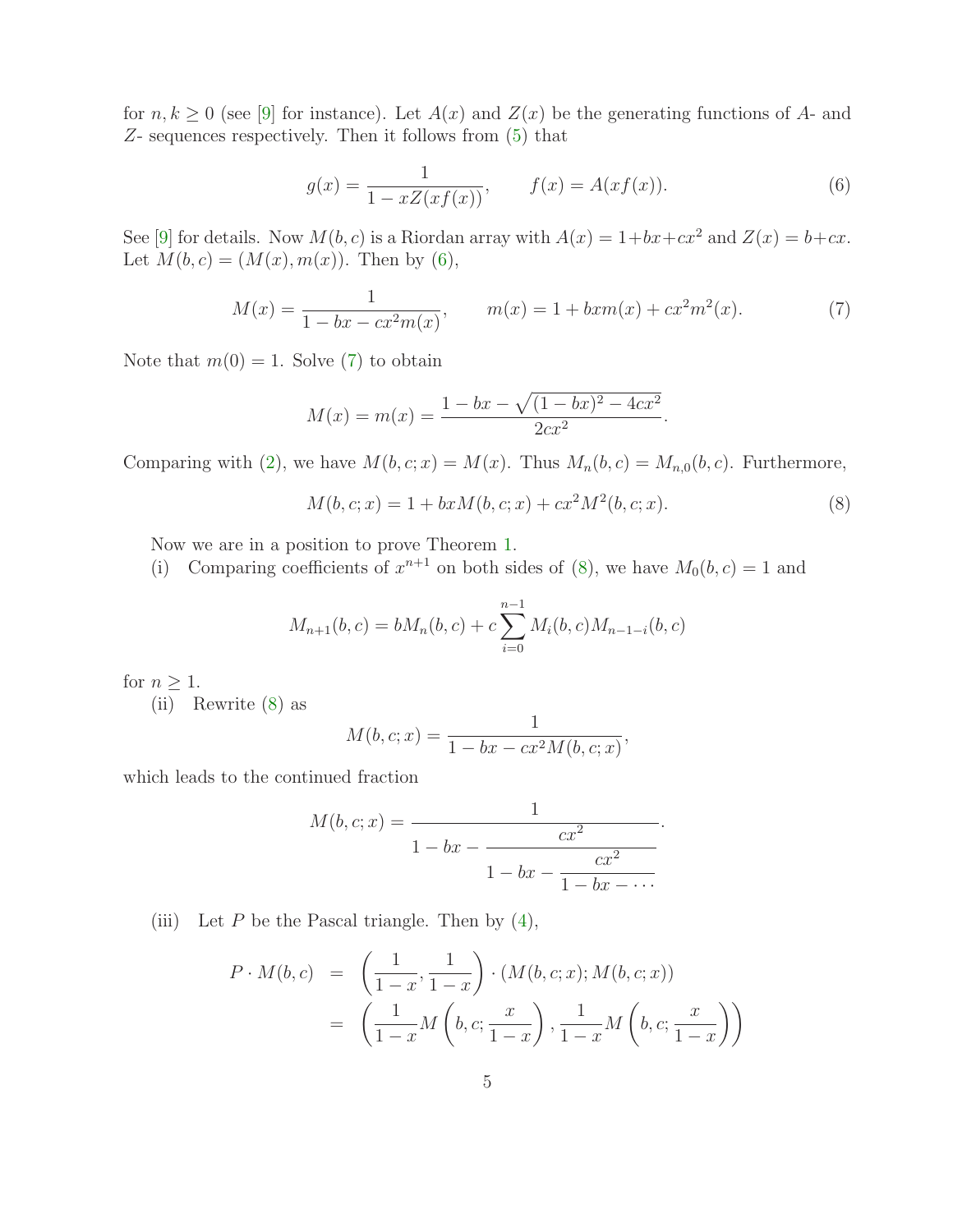for $n, k \geq 0$ (see [9] for instance). Let $A(x)$ and $Z(x)$ be the generating functions of $A$- and $Z$- sequences respectively. Then it follows from (5) that

$$g(x) = \frac{1}{1 - xZ(xf(x))}, \qquad f(x) = A(xf(x)). \tag{6}$$

See [9] for details. Now $M(b, c)$ is a Riordan array with $A(x) = 1 + bx + cx^2$ and $Z(x) = b + cx$. Let $M(b, c) = (M(x), m(x))$. Then by (6),

$$M(x) = \frac{1}{1 - bx - cx^2 m(x)}, \qquad m(x) = 1 + bxm(x) + cx^2 m^2(x). \tag{7}$$

Note that $m(0) = 1$. Solve (7) to obtain

$$M(x) = m(x) = \frac{1 - bx - \sqrt{(1 - bx)^2 - 4cx^2}}{2cx^2}.$$

Comparing with (2), we have $M(b, c; x) = M(x)$. Thus $M_n(b, c) = M_{n,0}(b, c)$. Furthermore,

$$M(b, c; x) = 1 + bxM(b, c; x) + cx^2 M^2(b, c; x). \tag{8}$$

Now we are in a position to prove Theorem 1.

(i) Comparing coefficients of $x^{n+1}$ on both sides of (8), we have $M_0(b, c) = 1$ and

$$M_{n+1}(b, c) = bM_n(b, c) + c \sum_{i=0}^{n-1} M_i(b, c) M_{n-1-i}(b, c)$$

for $n \geq 1$.

(ii) Rewrite (8) as

$$M(b, c; x) = \frac{1}{1 - bx - cx^2 M(b, c; x)},$$

which leads to the continued fraction

$$M(b, c; x) = \cfrac{1}{1 - bx - \cfrac{cx^2}{1 - bx - \cfrac{cx^2}{1 - bx - \cdots}}}.$$

(iii) Let $P$ be the Pascal triangle. Then by (4),

$$\begin{aligned} P \cdot M(b, c) &= \left( \frac{1}{1 - x}, \frac{1}{1 - x} \right) \cdot (M(b, c; x); M(b, c; x)) \\ &= \left( \frac{1}{1 - x} M\left(b, c; \frac{x}{1 - x}\right), \frac{1}{1 - x} M\left(b, c; \frac{x}{1 - x}\right) \right) \end{aligned}$$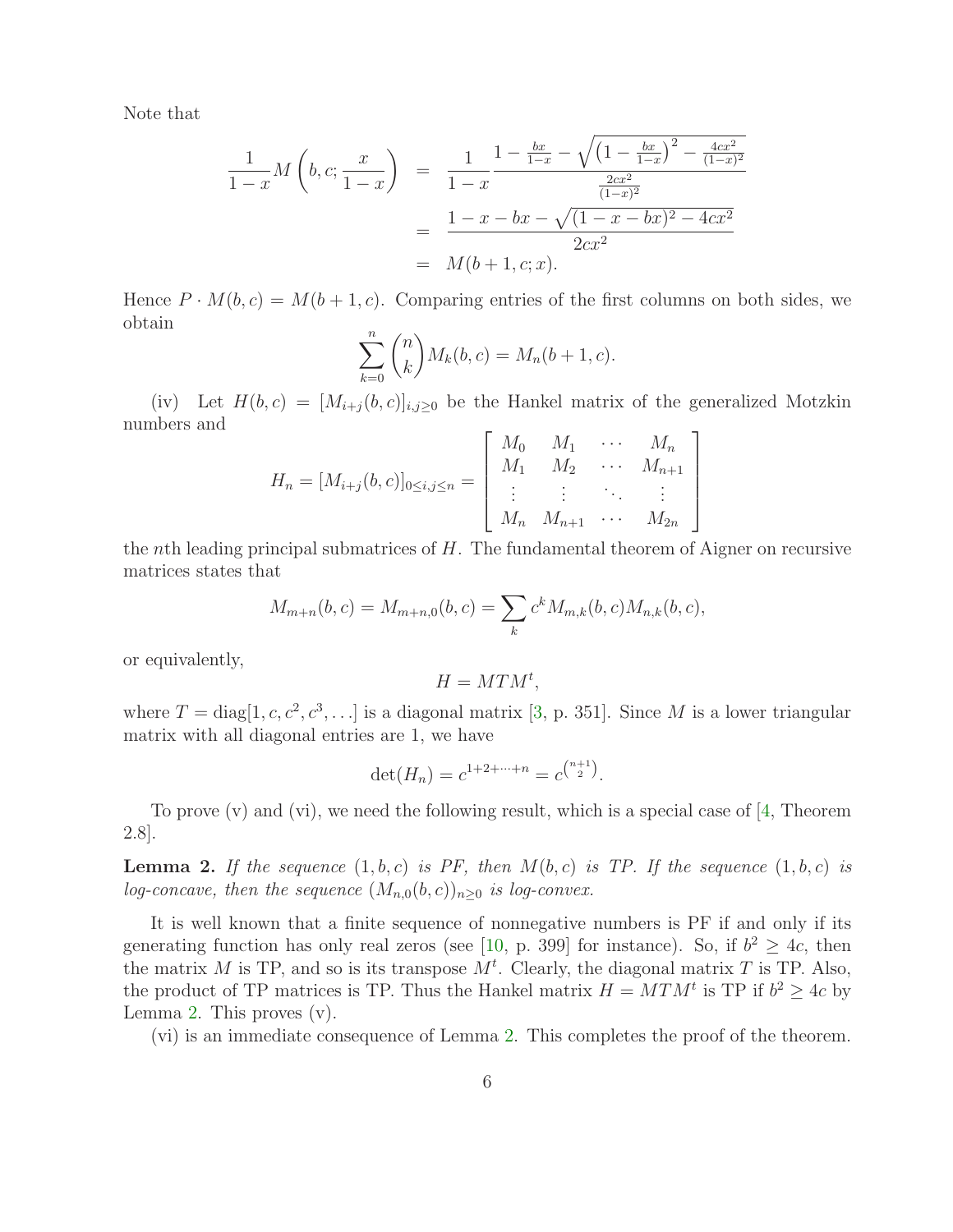Note that

$$
\begin{aligned}
\frac{1}{1-x}M\left(b,c;\frac{x}{1-x}\right) &= \frac{1}{1-x}\frac{1-\frac{bx}{1-x}-\sqrt{\left(1-\frac{bx}{1-x}\right)^2-\frac{4cx^2}{(1-x)^2}}}{\frac{2cx^2}{(1-x)^2}}\\
&= \frac{1-x-bx-\sqrt{(1-x-bx)^2-4cx^2}}{2cx^2}\\
&= M(b+1,c;x).
\end{aligned}
$$

Hence $P\cdot M(b,c)=M(b+1,c)$. Comparing entries of the first columns on both sides, we obtain

$$
\sum_{k=0}^{n}\binom{n}{k}M_k(b,c)=M_n(b+1,c).
$$

(iv) Let $H(b,c)=[M_{i+j}(b,c)]_{i,j\geq 0}$ be the Hankel matrix of the generalized Motzkin numbers and

$$
H_n=[M_{i+j}(b,c)]_{0\leq i,j\leq n}=\begin{bmatrix} M_0 & M_1 & \cdots & M_n\\ M_1 & M_2 & \cdots & M_{n+1}\\ \vdots & \vdots & \ddots & \vdots\\ M_n & M_{n+1} & \cdots & M_{2n}\end{bmatrix}
$$

the $n$th leading principal submatrices of $H$. The fundamental theorem of Aigner on recursive matrices states that

$$
M_{m+n}(b,c)=M_{m+n,0}(b,c)=\sum_k c^k M_{m,k}(b,c)M_{n,k}(b,c),
$$

or equivalently,

$$
H=MTM^t,
$$

where $T=\mathrm{diag}[1,c,c^2,c^3,\ldots]$ is a diagonal matrix [3, p. 351]. Since $M$ is a lower triangular matrix with all diagonal entries are 1, we have

$$
\det(H_n)=c^{1+2+\cdots+n}=c^{\binom{n+1}{2}}.
$$

To prove (v) and (vi), we need the following result, which is a special case of [4, Theorem 2.8].

**Lemma 2.** *If the sequence $(1,b,c)$ is PF, then $M(b,c)$ is TP. If the sequence $(1,b,c)$ is log-concave, then the sequence $(M_{n,0}(b,c))_{n\geq 0}$ is log-convex.*

It is well known that a finite sequence of nonnegative numbers is PF if and only if its generating function has only real zeros (see [10, p. 399] for instance). So, if $b^2\geq 4c$, then the matrix $M$ is TP, and so is its transpose $M^t$. Clearly, the diagonal matrix $T$ is TP. Also, the product of TP matrices is TP. Thus the Hankel matrix $H=MTM^t$ is TP if $b^2\geq 4c$ by Lemma 2. This proves (v).

(vi) is an immediate consequence of Lemma 2. This completes the proof of the theorem.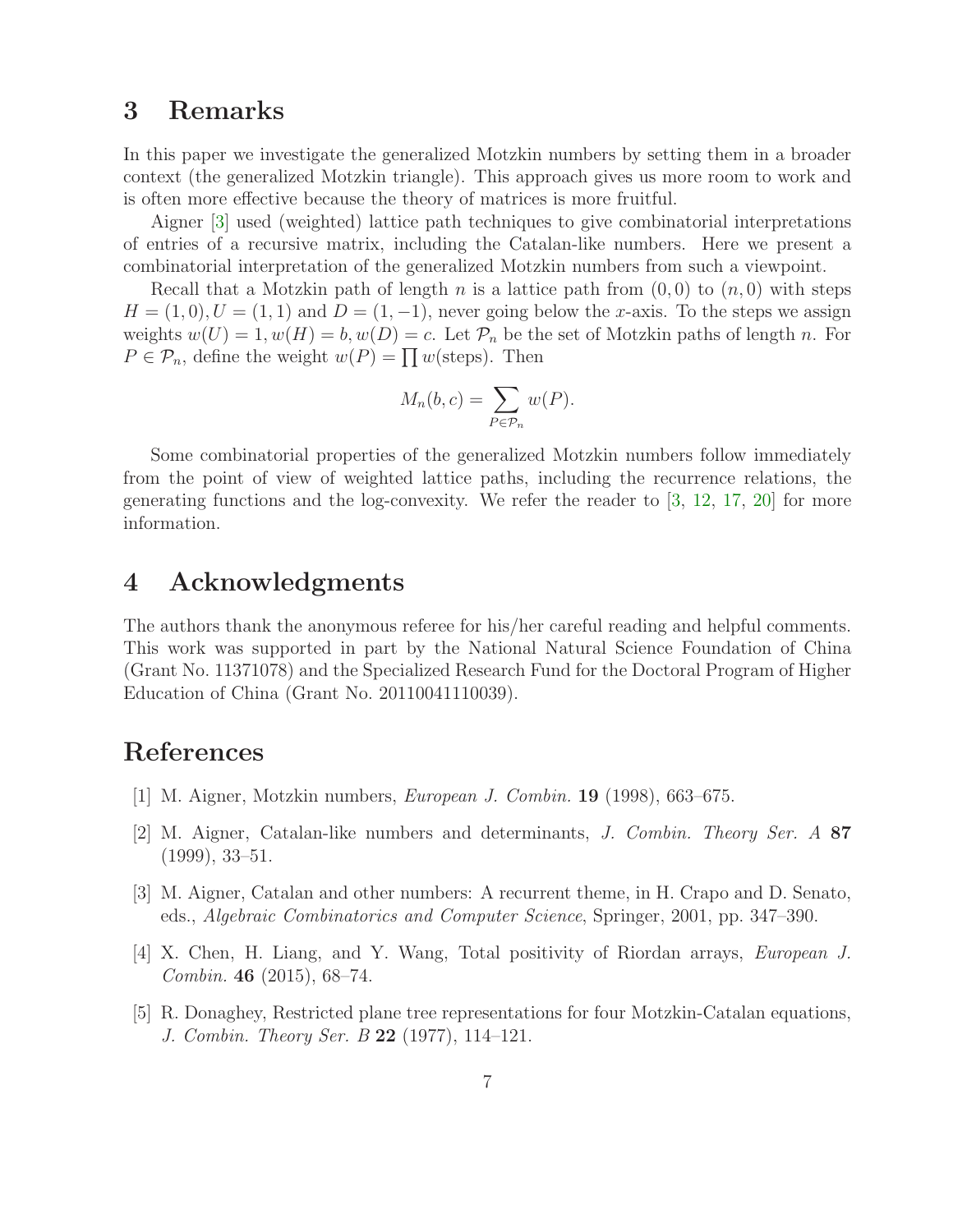## 3 Remarks

In this paper we investigate the generalized Motzkin numbers by setting them in a broader context (the generalized Motzkin triangle). This approach gives us more room to work and is often more effective because the theory of matrices is more fruitful.

Aigner [3] used (weighted) lattice path techniques to give combinatorial interpretations of entries of a recursive matrix, including the Catalan-like numbers. Here we present a combinatorial interpretation of the generalized Motzkin numbers from such a viewpoint.

Recall that a Motzkin path of length $n$ is a lattice path from $(0,0)$ to $(n,0)$ with steps $H=(1,0), U=(1,1)$ and $D=(1,-1)$, never going below the $x$-axis. To the steps we assign weights $w(U)=1, w(H)=b, w(D)=c$. Let $\mathcal{P}_n$ be the set of Motzkin paths of length $n$. For $P \in \mathcal{P}_n$, define the weight $w(P)=\prod w(\text{steps})$. Then

$$M_n(b,c) = \sum_{P \in \mathcal{P}_n} w(P).$$

Some combinatorial properties of the generalized Motzkin numbers follow immediately from the point of view of weighted lattice paths, including the recurrence relations, the generating functions and the log-convexity. We refer the reader to [3, 12, 17, 20] for more information.

## 4 Acknowledgments

The authors thank the anonymous referee for his/her careful reading and helpful comments. This work was supported in part by the National Natural Science Foundation of China (Grant No. 11371078) and the Specialized Research Fund for the Doctoral Program of Higher Education of China (Grant No. 20110041110039).

## References

[1] M. Aigner, Motzkin numbers, *European J. Combin.* **19** (1998), 663–675.

[2] M. Aigner, Catalan-like numbers and determinants, *J. Combin. Theory Ser. A* **87** (1999), 33–51.

[3] M. Aigner, Catalan and other numbers: A recurrent theme, in H. Crapo and D. Senato, eds., *Algebraic Combinatorics and Computer Science*, Springer, 2001, pp. 347–390.

[4] X. Chen, H. Liang, and Y. Wang, Total positivity of Riordan arrays, *European J. Combin.* **46** (2015), 68–74.

[5] R. Donaghey, Restricted plane tree representations for four Motzkin-Catalan equations, *J. Combin. Theory Ser. B* **22** (1977), 114–121.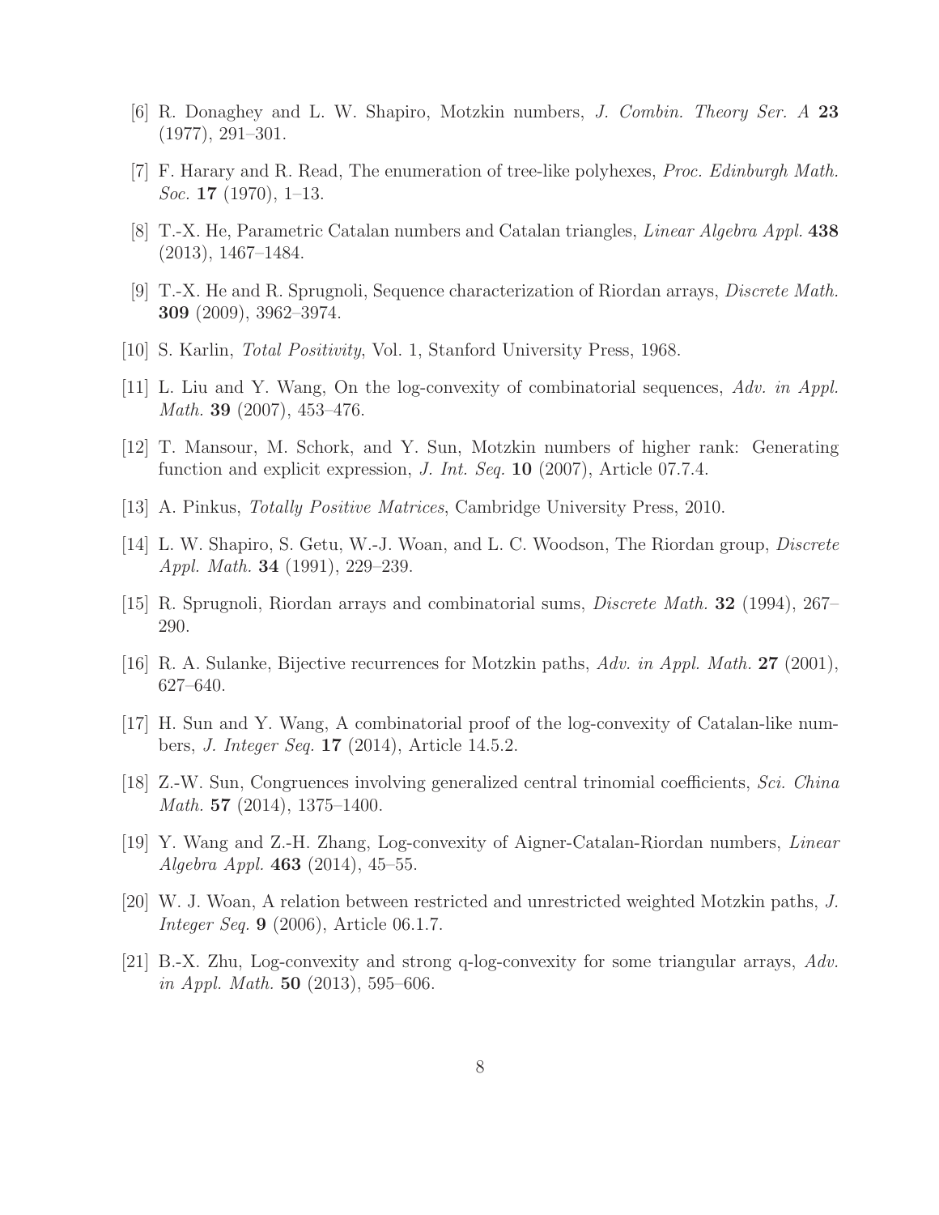[6] R. Donaghey and L. W. Shapiro, Motzkin numbers, *J. Combin. Theory Ser. A* **23** (1977), 291–301.

[7] F. Harary and R. Read, The enumeration of tree-like polyhexes, *Proc. Edinburgh Math. Soc.* **17** (1970), 1–13.

[8] T.-X. He, Parametric Catalan numbers and Catalan triangles, *Linear Algebra Appl.* **438** (2013), 1467–1484.

[9] T.-X. He and R. Sprugnoli, Sequence characterization of Riordan arrays, *Discrete Math.* **309** (2009), 3962–3974.

[10] S. Karlin, *Total Positivity*, Vol. 1, Stanford University Press, 1968.

[11] L. Liu and Y. Wang, On the log-convexity of combinatorial sequences, *Adv. in Appl. Math.* **39** (2007), 453–476.

[12] T. Mansour, M. Schork, and Y. Sun, Motzkin numbers of higher rank: Generating function and explicit expression, *J. Int. Seq.* **10** (2007), Article 07.7.4.

[13] A. Pinkus, *Totally Positive Matrices*, Cambridge University Press, 2010.

[14] L. W. Shapiro, S. Getu, W.-J. Woan, and L. C. Woodson, The Riordan group, *Discrete Appl. Math.* **34** (1991), 229–239.

[15] R. Sprugnoli, Riordan arrays and combinatorial sums, *Discrete Math.* **32** (1994), 267–290.

[16] R. A. Sulanke, Bijective recurrences for Motzkin paths, *Adv. in Appl. Math.* **27** (2001), 627–640.

[17] H. Sun and Y. Wang, A combinatorial proof of the log-convexity of Catalan-like numbers, *J. Integer Seq.* **17** (2014), Article 14.5.2.

[18] Z.-W. Sun, Congruences involving generalized central trinomial coefficients, *Sci. China Math.* **57** (2014), 1375–1400.

[19] Y. Wang and Z.-H. Zhang, Log-convexity of Aigner-Catalan-Riordan numbers, *Linear Algebra Appl.* **463** (2014), 45–55.

[20] W. J. Woan, A relation between restricted and unrestricted weighted Motzkin paths, *J. Integer Seq.* **9** (2006), Article 06.1.7.

[21] B.-X. Zhu, Log-convexity and strong q-log-convexity for some triangular arrays, *Adv. in Appl. Math.* **50** (2013), 595–606.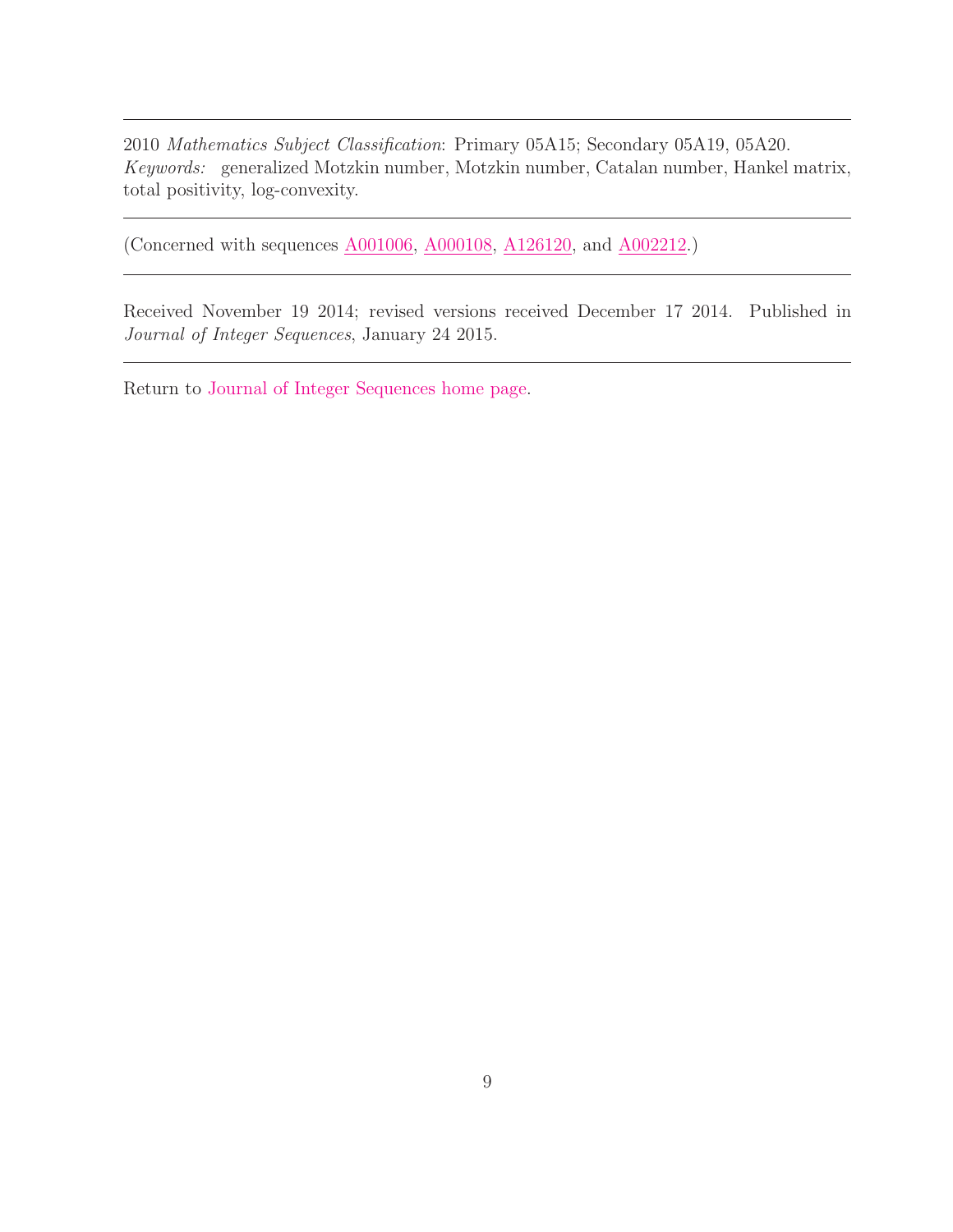---

2010 *Mathematics Subject Classification*: Primary 05A15; Secondary 05A19, 05A20.
*Keywords:* generalized Motzkin number, Motzkin number, Catalan number, Hankel matrix, total positivity, log-convexity.

---

(Concerned with sequences A001006, A000108, A126120, and A002212.)

---

Received November 19 2014; revised versions received December 17 2014. Published in *Journal of Integer Sequences*, January 24 2015.

---

Return to Journal of Integer Sequences home page.